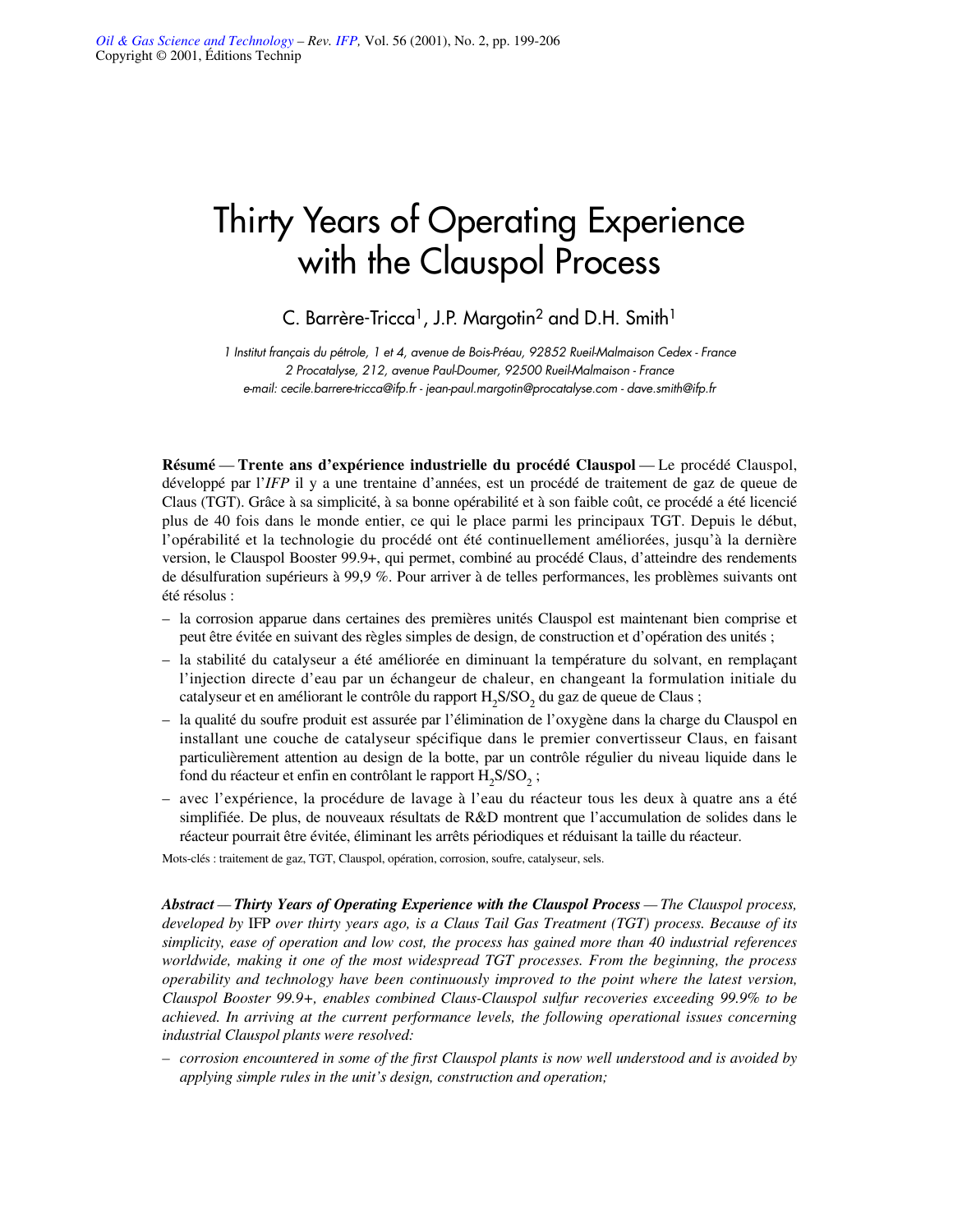# Thirty Years of Operating Experience with the Clauspol Process

C. Barrère-Tricca[1], J.P. Margotin[2] and D.H. Smith[1]

1 Institut français du pétrole, 1 et 4, avenue de Bois-Préau, 92852 Rueil-Malmaison Cedex - France
2 Procatalyse, 212, avenue Paul-Doumer, 92500 Rueil-Malmaison - France
e-mail: cecile.barrere-tricca@ifp.fr - jean-paul.margotin@procatalyse.com - dave.smith@ifp.fr

**Résumé — Trente ans d'expérience industrielle du procédé Clauspol** — Le procédé Clauspol, développé par l'*IFP* il y a une trentaine d'années, est un procédé de traitement de gaz de queue de Claus (TGT). Grâce à sa simplicité, à sa bonne opérabilité et à son faible coût, ce procédé a été licencié plus de 40 fois dans le monde entier, ce qui le place parmi les principaux TGT. Depuis le début, l'opérabilité et la technologie du procédé ont été continuellement améliorées, jusqu'à la dernière version, le Clauspol Booster 99.9+, qui permet, combiné au procédé Claus, d'atteindre des rendements de désulfuration supérieurs à 99,9 %. Pour arriver à de telles performances, les problèmes suivants ont été résolus :

- la corrosion apparue dans certaines des premières unités Clauspol est maintenant bien comprise et peut être évitée en suivant des règles simples de design, de construction et d'opération des unités ;
- la stabilité du catalyseur a été améliorée en diminuant la température du solvant, en remplaçant l'injection directe d'eau par un échangeur de chaleur, en changeant la formulation initiale du catalyseur et en améliorant le contrôle du rapport $H_2S/SO_2$ du gaz de queue de Claus ;
- la qualité du soufre produit est assurée par l'élimination de l'oxygène dans la charge du Clauspol en installant une couche de catalyseur spécifique dans le premier convertisseur Claus, en faisant particulièrement attention au design de la botte, par un contrôle régulier du niveau liquide dans le fond du réacteur et enfin en contrôlant le rapport $H_2S/SO_2$ ;
- avec l'expérience, la procédure de lavage à l'eau du réacteur tous les deux à quatre ans a été simplifiée. De plus, de nouveaux résultats de R&D montrent que l'accumulation de solides dans le réacteur pourrait être évitée, éliminant les arrêts périodiques et réduisant la taille du réacteur.

Mots-clés : traitement de gaz, TGT, Clauspol, opération, corrosion, soufre, catalyseur, sels.

***Abstract — Thirty Years of Operating Experience with the Clauspol Process*** — *The Clauspol process, developed by* IFP *over thirty years ago, is a Claus Tail Gas Treatment (TGT) process. Because of its simplicity, ease of operation and low cost, the process has gained more than 40 industrial references worldwide, making it one of the most widespread TGT processes. From the beginning, the process operability and technology have been continuously improved to the point where the latest version, Clauspol Booster 99.9+, enables combined Claus-Clauspol sulfur recoveries exceeding 99.9% to be achieved. In arriving at the current performance levels, the following operational issues concerning industrial Clauspol plants were resolved:*

- *corrosion encountered in some of the first Clauspol plants is now well understood and is avoided by applying simple rules in the unit's design, construction and operation;*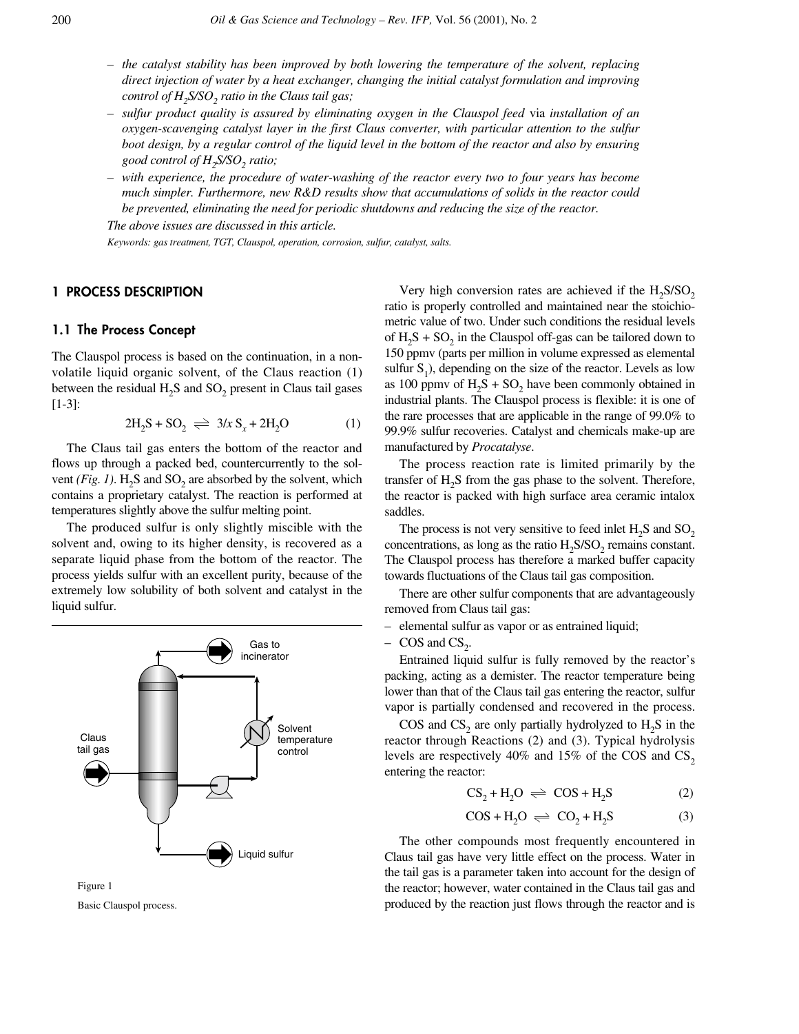- *the catalyst stability has been improved by both lowering the temperature of the solvent, replacing direct injection of water by a heat exchanger, changing the initial catalyst formulation and improving control of $H_2S/SO_2$ ratio in the Claus tail gas;*
- *sulfur product quality is assured by eliminating oxygen in the Clauspol feed* via *installation of an oxygen-scavenging catalyst layer in the first Claus converter, with particular attention to the sulfur boot design, by a regular control of the liquid level in the bottom of the reactor and also by ensuring good control of $H_2S/SO_2$ ratio;*
- *with experience, the procedure of water-washing of the reactor every two to four years has become much simpler. Furthermore, new R&D results show that accumulations of solids in the reactor could be prevented, eliminating the need for periodic shutdowns and reducing the size of the reactor.*

*The above issues are discussed in this article.*

*Keywords: gas treatment, TGT, Clauspol, operation, corrosion, sulfur, catalyst, salts.*

## 1 PROCESS DESCRIPTION

### 1.1 The Process Concept

The Clauspol process is based on the continuation, in a non-volatile liquid organic solvent, of the Claus reaction (1) between the residual $H_2S$ and $SO_2$ present in Claus tail gases [1-3]:

$$2H_2S + SO_2 \rightleftharpoons 3/x\, S_x + 2H_2O \qquad (1)$$

The Claus tail gas enters the bottom of the reactor and flows up through a packed bed, countercurrently to the solvent *(Fig. 1)*. $H_2S$ and $SO_2$ are absorbed by the solvent, which contains a proprietary catalyst. The reaction is performed at temperatures slightly above the sulfur melting point.

The produced sulfur is only slightly miscible with the solvent and, owing to its higher density, is recovered as a separate liquid phase from the bottom of the reactor. The process yields sulfur with an excellent purity, because of the extremely low solubility of both solvent and catalyst in the liquid sulfur.

Figure 1

Basic Clauspol process.

Very high conversion rates are achieved if the $H_2S/SO_2$ ratio is properly controlled and maintained near the stoichiometric value of two. Under such conditions the residual levels of $H_2S + SO_2$ in the Clauspol off-gas can be tailored down to 150 ppmv (parts per million in volume expressed as elemental sulfur $S_1$), depending on the size of the reactor. Levels as low as 100 ppmv of $H_2S + SO_2$ have been commonly obtained in industrial plants. The Clauspol process is flexible: it is one of the rare processes that are applicable in the range of 99.0% to 99.9% sulfur recoveries. Catalyst and chemicals make-up are manufactured by *Procatalyse*.

The process reaction rate is limited primarily by the transfer of $H_2S$ from the gas phase to the solvent. Therefore, the reactor is packed with high surface area ceramic intalox saddles.

The process is not very sensitive to feed inlet $H_2S$ and $SO_2$ concentrations, as long as the ratio $H_2S/SO_2$ remains constant. The Clauspol process has therefore a marked buffer capacity towards fluctuations of the Claus tail gas composition.

There are other sulfur components that are advantageously removed from Claus tail gas:

- elemental sulfur as vapor or as entrained liquid;
- COS and $CS_2$.

Entrained liquid sulfur is fully removed by the reactor's packing, acting as a demister. The reactor temperature being lower than that of the Claus tail gas entering the reactor, sulfur vapor is partially condensed and recovered in the process.

COS and $CS_2$ are only partially hydrolyzed to $H_2S$ in the reactor through Reactions (2) and (3). Typical hydrolysis levels are respectively 40% and 15% of the COS and $CS_2$ entering the reactor:

$$CS_2 + H_2O \rightleftharpoons COS + H_2S \qquad (2)$$

$$COS + H_2O \rightleftharpoons CO_2 + H_2S \qquad (3)$$

The other compounds most frequently encountered in Claus tail gas have very little effect on the process. Water in the tail gas is a parameter taken into account for the design of the reactor; however, water contained in the Claus tail gas and produced by the reaction just flows through the reactor and is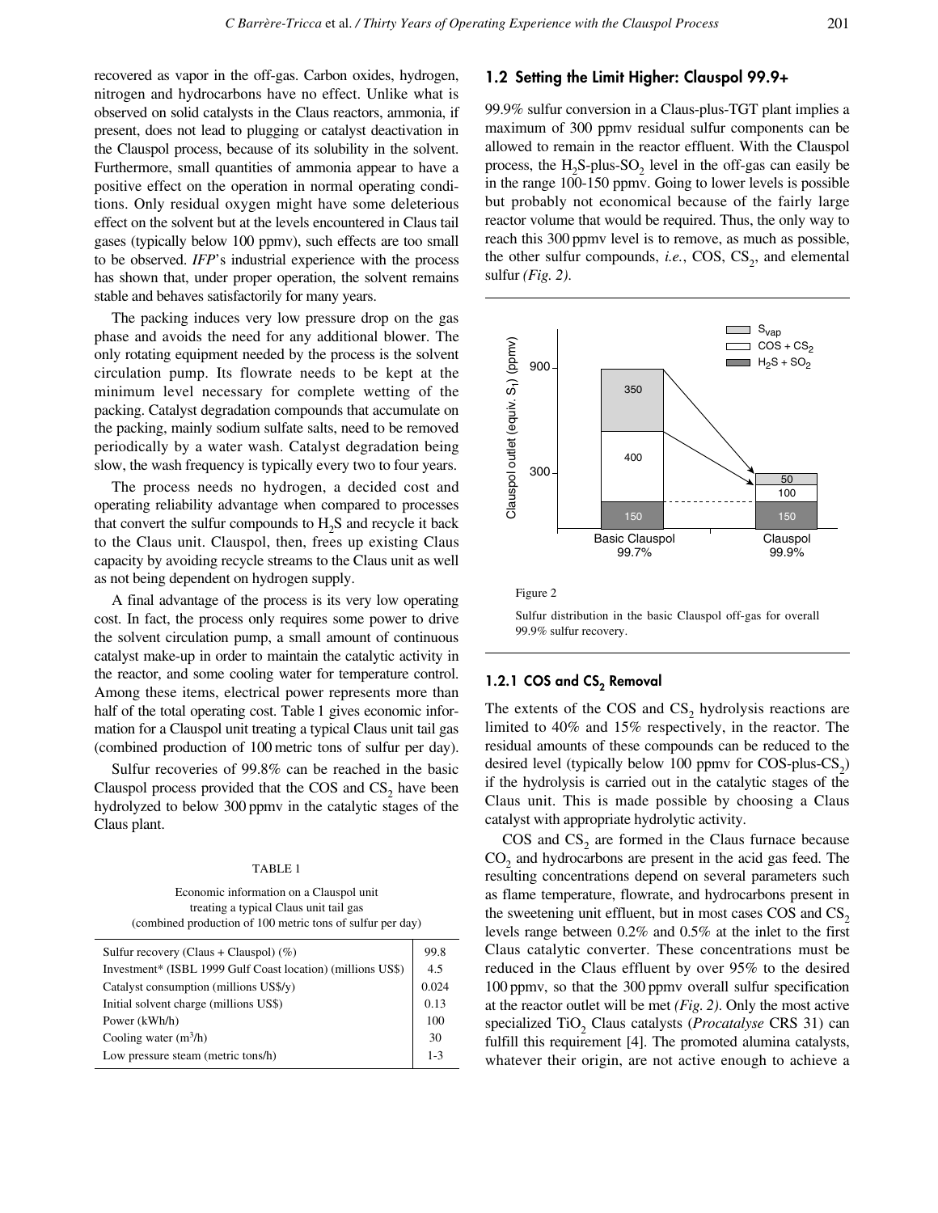recovered as vapor in the off-gas. Carbon oxides, hydrogen, nitrogen and hydrocarbons have no effect. Unlike what is observed on solid catalysts in the Claus reactors, ammonia, if present, does not lead to plugging or catalyst deactivation in the Clauspol process, because of its solubility in the solvent. Furthermore, small quantities of ammonia appear to have a positive effect on the operation in normal operating conditions. Only residual oxygen might have some deleterious effect on the solvent but at the levels encountered in Claus tail gases (typically below 100 ppmv), such effects are too small to be observed. *IFP*'s industrial experience with the process has shown that, under proper operation, the solvent remains stable and behaves satisfactorily for many years.

The packing induces very low pressure drop on the gas phase and avoids the need for any additional blower. The only rotating equipment needed by the process is the solvent circulation pump. Its flowrate needs to be kept at the minimum level necessary for complete wetting of the packing. Catalyst degradation compounds that accumulate on the packing, mainly sodium sulfate salts, need to be removed periodically by a water wash. Catalyst degradation being slow, the wash frequency is typically every two to four years.

The process needs no hydrogen, a decided cost and operating reliability advantage when compared to processes that convert the sulfur compounds to $H_2S$ and recycle it back to the Claus unit. Clauspol, then, frees up existing Claus capacity by avoiding recycle streams to the Claus unit as well as not being dependent on hydrogen supply.

A final advantage of the process is its very low operating cost. In fact, the process only requires some power to drive the solvent circulation pump, a small amount of continuous catalyst make-up in order to maintain the catalytic activity in the reactor, and some cooling water for temperature control. Among these items, electrical power represents more than half of the total operating cost. Table 1 gives economic information for a Clauspol unit treating a typical Claus unit tail gas (combined production of 100 metric tons of sulfur per day).

Sulfur recoveries of 99.8% can be reached in the basic Clauspol process provided that the COS and $CS_2$ have been hydrolyzed to below 300 ppmv in the catalytic stages of the Claus plant.

TABLE 1

Economic information on a Clauspol unit treating a typical Claus unit tail gas (combined production of 100 metric tons of sulfur per day)

| | |
|---|---|
| Sulfur recovery (Claus + Clauspol) (%) | 99.8 |
| Investment* (ISBL 1999 Gulf Coast location) (millions US$) | 4.5 |
| Catalyst consumption (millions US$/y) | 0.024 |
| Initial solvent charge (millions US$) | 0.13 |
| Power (kWh/h) | 100 |
| Cooling water ($m^3$/h) | 30 |
| Low pressure steam (metric tons/h) | 1-3 |

### 1.2 Setting the Limit Higher: Clauspol 99.9+

99.9% sulfur conversion in a Claus-plus-TGT plant implies a maximum of 300 ppmv residual sulfur components can be allowed to remain in the reactor effluent. With the Clauspol process, the $H_2S$-plus-$SO_2$ level in the off-gas can easily be in the range 100-150 ppmv. Going to lower levels is possible but probably not economical because of the fairly large reactor volume that would be required. Thus, the only way to reach this 300 ppmv level is to remove, as much as possible, the other sulfur compounds, *i.e.*, COS, $CS_2$, and elemental sulfur *(Fig. 2)*.

Figure 2

Sulfur distribution in the basic Clauspol off-gas for overall 99.9% sulfur recovery.

#### 1.2.1 COS and $CS_2$ Removal

The extents of the COS and $CS_2$ hydrolysis reactions are limited to 40% and 15% respectively, in the reactor. The residual amounts of these compounds can be reduced to the desired level (typically below 100 ppmv for COS-plus-$CS_2$) if the hydrolysis is carried out in the catalytic stages of the Claus unit. This is made possible by choosing a Claus catalyst with appropriate hydrolytic activity.

COS and $CS_2$ are formed in the Claus furnace because $CO_2$ and hydrocarbons are present in the acid gas feed. The resulting concentrations depend on several parameters such as flame temperature, flowrate, and hydrocarbons present in the sweetening unit effluent, but in most cases COS and $CS_2$ levels range between 0.2% and 0.5% at the inlet to the first Claus catalytic converter. These concentrations must be reduced in the Claus effluent by over 95% to the desired 100 ppmv, so that the 300 ppmv overall sulfur specification at the reactor outlet will be met *(Fig. 2)*. Only the most active specialized $TiO_2$ Claus catalysts (*Procatalyse* CRS 31) can fulfill this requirement [4]. The promoted alumina catalysts, whatever their origin, are not active enough to achieve a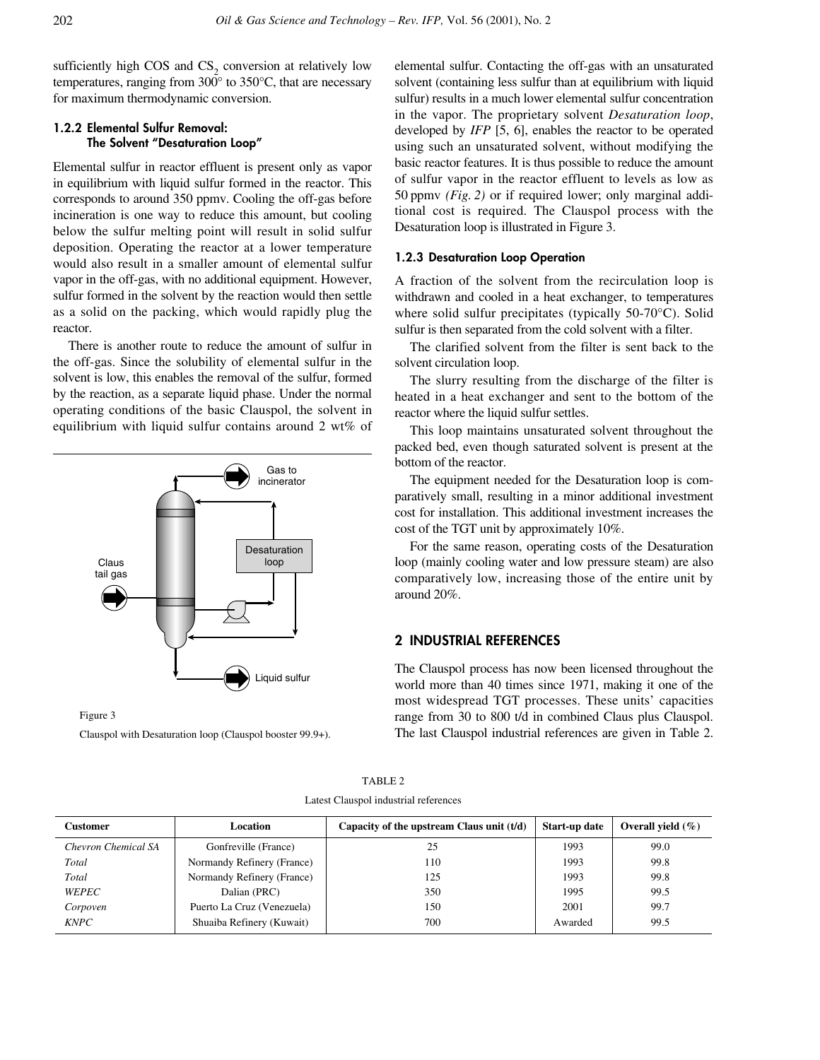sufficiently high COS and $CS_2$ conversion at relatively low temperatures, ranging from 300° to 350°C, that are necessary for maximum thermodynamic conversion.

### 1.2.2 Elemental Sulfur Removal: The Solvent "Desaturation Loop"

Elemental sulfur in reactor effluent is present only as vapor in equilibrium with liquid sulfur formed in the reactor. This corresponds to around 350 ppmv. Cooling the off-gas before incineration is one way to reduce this amount, but cooling below the sulfur melting point will result in solid sulfur deposition. Operating the reactor at a lower temperature would also result in a smaller amount of elemental sulfur vapor in the off-gas, with no additional equipment. However, sulfur formed in the solvent by the reaction would then settle as a solid on the packing, which would rapidly plug the reactor.

There is another route to reduce the amount of sulfur in the off-gas. Since the solubility of elemental sulfur in the solvent is low, this enables the removal of the sulfur, formed by the reaction, as a separate liquid phase. Under the normal operating conditions of the basic Clauspol, the solvent in equilibrium with liquid sulfur contains around 2 wt% of elemental sulfur. Contacting the off-gas with an unsaturated solvent (containing less sulfur than at equilibrium with liquid sulfur) results in a much lower elemental sulfur concentration in the vapor. The proprietary solvent *Desaturation loop*, developed by *IFP* [5, 6], enables the reactor to be operated using such an unsaturated solvent, without modifying the basic reactor features. It is thus possible to reduce the amount of sulfur vapor in the reactor effluent to levels as low as 50 ppmv *(Fig. 2)* or if required lower; only marginal additional cost is required. The Clauspol process with the Desaturation loop is illustrated in Figure 3.

Figure 3

Clauspol with Desaturation loop (Clauspol booster 99.9+).

### 1.2.3 Desaturation Loop Operation

A fraction of the solvent from the recirculation loop is withdrawn and cooled in a heat exchanger, to temperatures where solid sulfur precipitates (typically 50-70°C). Solid sulfur is then separated from the cold solvent with a filter.

The clarified solvent from the filter is sent back to the solvent circulation loop.

The slurry resulting from the discharge of the filter is heated in a heat exchanger and sent to the bottom of the reactor where the liquid sulfur settles.

This loop maintains unsaturated solvent throughout the packed bed, even though saturated solvent is present at the bottom of the reactor.

The equipment needed for the Desaturation loop is comparatively small, resulting in a minor additional investment cost for installation. This additional investment increases the cost of the TGT unit by approximately 10%.

For the same reason, operating costs of the Desaturation loop (mainly cooling water and low pressure steam) are also comparatively low, increasing those of the entire unit by around 20%.

## 2 INDUSTRIAL REFERENCES

The Clauspol process has now been licensed throughout the world more than 40 times since 1971, making it one of the most widespread TGT processes. These units' capacities range from 30 to 800 t/d in combined Claus plus Clauspol. The last Clauspol industrial references are given in Table 2.

TABLE 2

Latest Clauspol industrial references

| Customer | Location | Capacity of the upstream Claus unit (t/d) | Start-up date | Overall yield (%) |
|---|---|---|---|---|
| *Chevron Chemical SA* | Gonfreville (France) | 25 | 1993 | 99.0 |
| *Total* | Normandy Refinery (France) | 110 | 1993 | 99.8 |
| *Total* | Normandy Refinery (France) | 125 | 1993 | 99.8 |
| *WEPEC* | Dalian (PRC) | 350 | 1995 | 99.5 |
| *Corpoven* | Puerto La Cruz (Venezuela) | 150 | 2001 | 99.7 |
| *KNPC* | Shuaiba Refinery (Kuwait) | 700 | Awarded | 99.5 |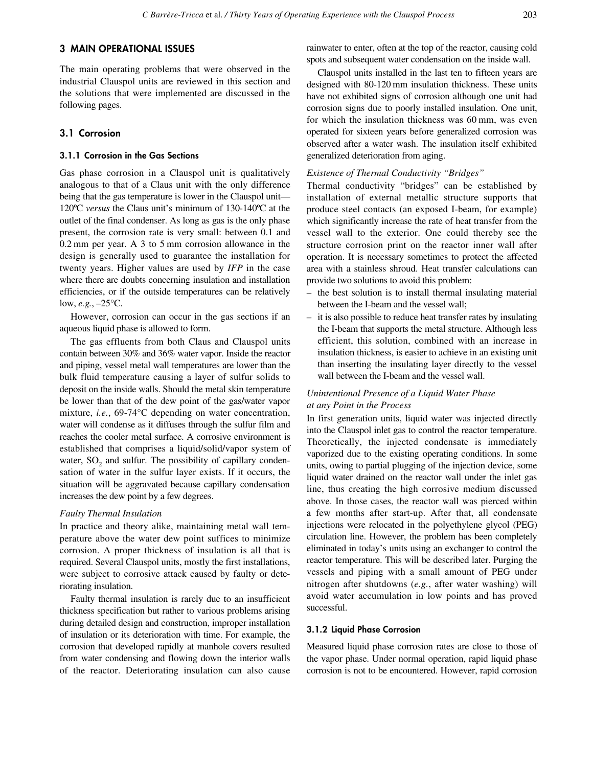## 3 MAIN OPERATIONAL ISSUES

The main operating problems that were observed in the industrial Clauspol units are reviewed in this section and the solutions that were implemented are discussed in the following pages.

### 3.1 Corrosion

#### 3.1.1 Corrosion in the Gas Sections

Gas phase corrosion in a Clauspol unit is qualitatively analogous to that of a Claus unit with the only difference being that the gas temperature is lower in the Clauspol unit—120ºC *versus* the Claus unit's minimum of 130-140ºC at the outlet of the final condenser. As long as gas is the only phase present, the corrosion rate is very small: between 0.1 and 0.2 mm per year. A 3 to 5 mm corrosion allowance in the design is generally used to guarantee the installation for twenty years. Higher values are used by *IFP* in the case where there are doubts concerning insulation and installation efficiencies, or if the outside temperatures can be relatively low, *e.g.*, –25°C.

However, corrosion can occur in the gas sections if an aqueous liquid phase is allowed to form.

The gas effluents from both Claus and Clauspol units contain between 30% and 36% water vapor. Inside the reactor and piping, vessel metal wall temperatures are lower than the bulk fluid temperature causing a layer of sulfur solids to deposit on the inside walls. Should the metal skin temperature be lower than that of the dew point of the gas/water vapor mixture, *i.e.*, 69-74°C depending on water concentration, water will condense as it diffuses through the sulfur film and reaches the cooler metal surface. A corrosive environment is established that comprises a liquid/solid/vapor system of water, $SO_2$ and sulfur. The possibility of capillary condensation of water in the sulfur layer exists. If it occurs, the situation will be aggravated because capillary condensation increases the dew point by a few degrees.

*Faulty Thermal Insulation*

In practice and theory alike, maintaining metal wall temperature above the water dew point suffices to minimize corrosion. A proper thickness of insulation is all that is required. Several Clauspol units, mostly the first installations, were subject to corrosive attack caused by faulty or deteriorating insulation.

Faulty thermal insulation is rarely due to an insufficient thickness specification but rather to various problems arising during detailed design and construction, improper installation of insulation or its deterioration with time. For example, the corrosion that developed rapidly at manhole covers resulted from water condensing and flowing down the interior walls of the reactor. Deteriorating insulation can also cause rainwater to enter, often at the top of the reactor, causing cold spots and subsequent water condensation on the inside wall.

Clauspol units installed in the last ten to fifteen years are designed with 80-120 mm insulation thickness. These units have not exhibited signs of corrosion although one unit had corrosion signs due to poorly installed insulation. One unit, for which the insulation thickness was 60 mm, was even operated for sixteen years before generalized corrosion was observed after a water wash. The insulation itself exhibited generalized deterioration from aging.

*Existence of Thermal Conductivity "Bridges"*

Thermal conductivity "bridges" can be established by installation of external metallic structure supports that produce steel contacts (an exposed I-beam, for example) which significantly increase the rate of heat transfer from the vessel wall to the exterior. One could thereby see the structure corrosion print on the reactor inner wall after operation. It is necessary sometimes to protect the affected area with a stainless shroud. Heat transfer calculations can provide two solutions to avoid this problem:

- the best solution is to install thermal insulating material between the I-beam and the vessel wall;
- it is also possible to reduce heat transfer rates by insulating the I-beam that supports the metal structure. Although less efficient, this solution, combined with an increase in insulation thickness, is easier to achieve in an existing unit than inserting the insulating layer directly to the vessel wall between the I-beam and the vessel wall.

*Unintentional Presence of a Liquid Water Phase at any Point in the Process*

In first generation units, liquid water was injected directly into the Clauspol inlet gas to control the reactor temperature. Theoretically, the injected condensate is immediately vaporized due to the existing operating conditions. In some units, owing to partial plugging of the injection device, some liquid water drained on the reactor wall under the inlet gas line, thus creating the high corrosive medium discussed above. In those cases, the reactor wall was pierced within a few months after start-up. After that, all condensate injections were relocated in the polyethylene glycol (PEG) circulation line. However, the problem has been completely eliminated in today's units using an exchanger to control the reactor temperature. This will be described later. Purging the vessels and piping with a small amount of PEG under nitrogen after shutdowns (*e.g.*, after water washing) will avoid water accumulation in low points and has proved successful.

#### 3.1.2 Liquid Phase Corrosion

Measured liquid phase corrosion rates are close to those of the vapor phase. Under normal operation, rapid liquid phase corrosion is not to be encountered. However, rapid corrosion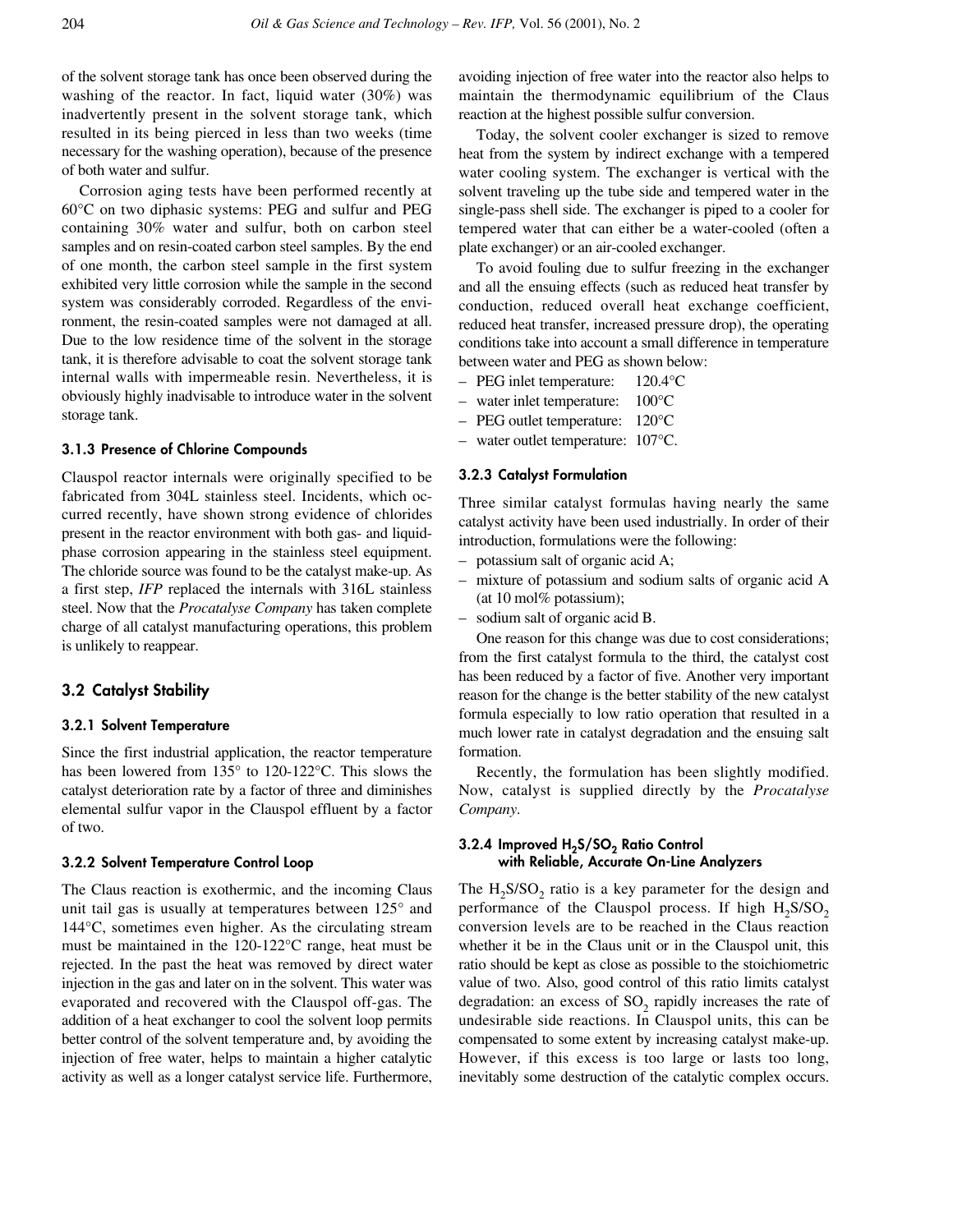of the solvent storage tank has once been observed during the washing of the reactor. In fact, liquid water (30%) was inadvertently present in the solvent storage tank, which resulted in its being pierced in less than two weeks (time necessary for the washing operation), because of the presence of both water and sulfur.

Corrosion aging tests have been performed recently at 60°C on two diphasic systems: PEG and sulfur and PEG containing 30% water and sulfur, both on carbon steel samples and on resin-coated carbon steel samples. By the end of one month, the carbon steel sample in the first system exhibited very little corrosion while the sample in the second system was considerably corroded. Regardless of the environment, the resin-coated samples were not damaged at all. Due to the low residence time of the solvent in the storage tank, it is therefore advisable to coat the solvent storage tank internal walls with impermeable resin. Nevertheless, it is obviously highly inadvisable to introduce water in the solvent storage tank.

#### 3.1.3 Presence of Chlorine Compounds

Clauspol reactor internals were originally specified to be fabricated from 304L stainless steel. Incidents, which occurred recently, have shown strong evidence of chlorides present in the reactor environment with both gas- and liquid-phase corrosion appearing in the stainless steel equipment. The chloride source was found to be the catalyst make-up. As a first step, *IFP* replaced the internals with 316L stainless steel. Now that the *Procatalyse Company* has taken complete charge of all catalyst manufacturing operations, this problem is unlikely to reappear.

### 3.2 Catalyst Stability

#### 3.2.1 Solvent Temperature

Since the first industrial application, the reactor temperature has been lowered from 135° to 120-122°C. This slows the catalyst deterioration rate by a factor of three and diminishes elemental sulfur vapor in the Clauspol effluent by a factor of two.

#### 3.2.2 Solvent Temperature Control Loop

The Claus reaction is exothermic, and the incoming Claus unit tail gas is usually at temperatures between 125° and 144°C, sometimes even higher. As the circulating stream must be maintained in the 120-122°C range, heat must be rejected. In the past the heat was removed by direct water injection in the gas and later on in the solvent. This water was evaporated and recovered with the Clauspol off-gas. The addition of a heat exchanger to cool the solvent loop permits better control of the solvent temperature and, by avoiding the injection of free water, helps to maintain a higher catalytic activity as well as a longer catalyst service life. Furthermore, avoiding injection of free water into the reactor also helps to maintain the thermodynamic equilibrium of the Claus reaction at the highest possible sulfur conversion.

Today, the solvent cooler exchanger is sized to remove heat from the system by indirect exchange with a tempered water cooling system. The exchanger is vertical with the solvent traveling up the tube side and tempered water in the single-pass shell side. The exchanger is piped to a cooler for tempered water that can either be a water-cooled (often a plate exchanger) or an air-cooled exchanger.

To avoid fouling due to sulfur freezing in the exchanger and all the ensuing effects (such as reduced heat transfer by conduction, reduced overall heat exchange coefficient, reduced heat transfer, increased pressure drop), the operating conditions take into account a small difference in temperature between water and PEG as shown below:

- PEG inlet temperature: 120.4°C
- water inlet temperature: 100°C
- PEG outlet temperature: 120°C
- water outlet temperature: 107°C.

#### 3.2.3 Catalyst Formulation

Three similar catalyst formulas having nearly the same catalyst activity have been used industrially. In order of their introduction, formulations were the following:

- potassium salt of organic acid A;
- mixture of potassium and sodium salts of organic acid A (at 10 mol% potassium);
- sodium salt of organic acid B.

One reason for this change was due to cost considerations; from the first catalyst formula to the third, the catalyst cost has been reduced by a factor of five. Another very important reason for the change is the better stability of the new catalyst formula especially to low ratio operation that resulted in a much lower rate in catalyst degradation and the ensuing salt formation.

Recently, the formulation has been slightly modified. Now, catalyst is supplied directly by the *Procatalyse Company*.

#### 3.2.4 Improved $H_2S/SO_2$ Ratio Control with Reliable, Accurate On-Line Analyzers

The $H_2S/SO_2$ ratio is a key parameter for the design and performance of the Clauspol process. If high $H_2S/SO_2$ conversion levels are to be reached in the Claus reaction whether it be in the Claus unit or in the Clauspol unit, this ratio should be kept as close as possible to the stoichiometric value of two. Also, good control of this ratio limits catalyst degradation: an excess of $SO_2$ rapidly increases the rate of undesirable side reactions. In Clauspol units, this can be compensated to some extent by increasing catalyst make-up. However, if this excess is too large or lasts too long, inevitably some destruction of the catalytic complex occurs.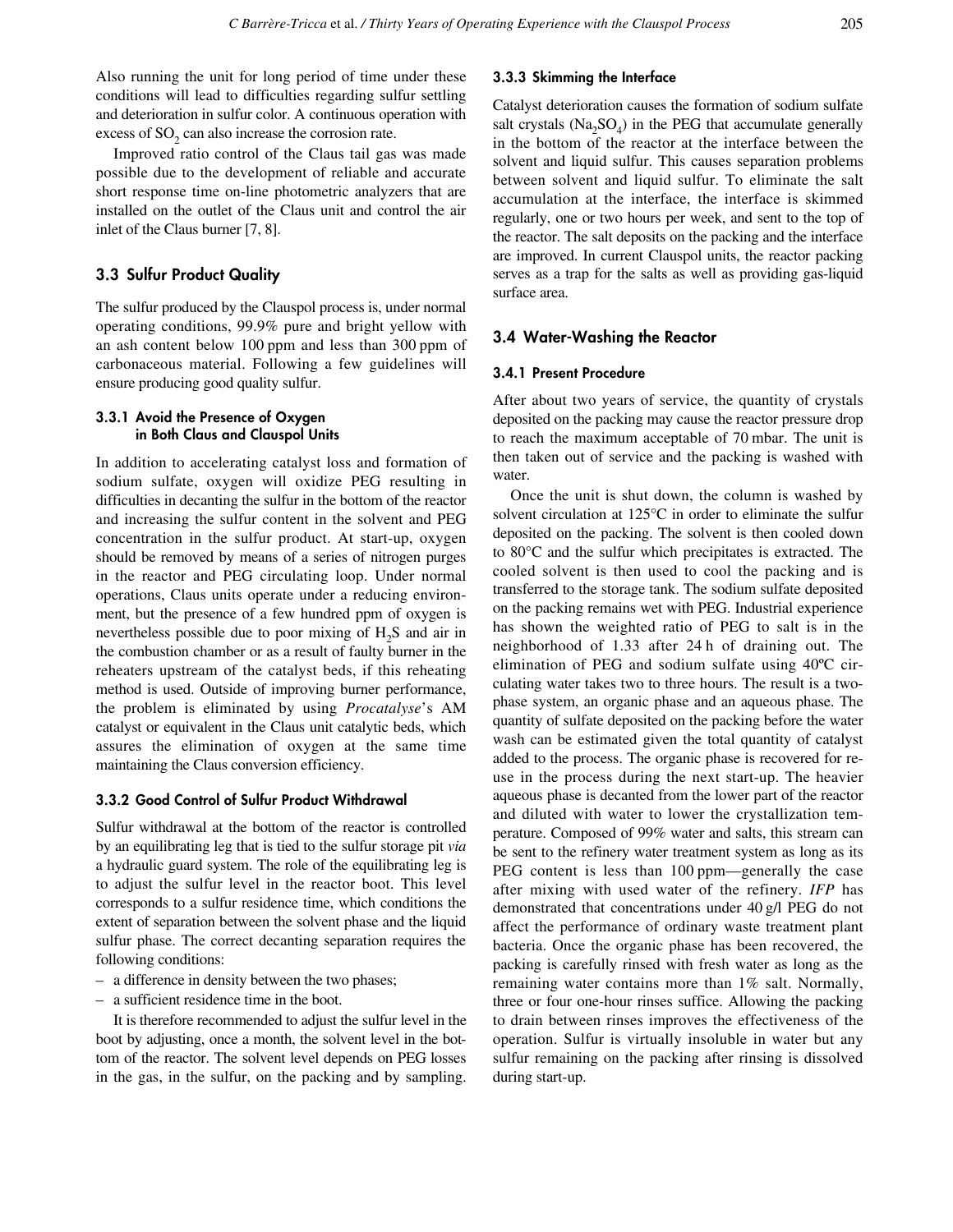Also running the unit for long period of time under these conditions will lead to difficulties regarding sulfur settling and deterioration in sulfur color. A continuous operation with excess of $SO_2$ can also increase the corrosion rate.

Improved ratio control of the Claus tail gas was made possible due to the development of reliable and accurate short response time on-line photometric analyzers that are installed on the outlet of the Claus unit and control the air inlet of the Claus burner [7, 8].

## 3.3 Sulfur Product Quality

The sulfur produced by the Clauspol process is, under normal operating conditions, 99.9% pure and bright yellow with an ash content below 100 ppm and less than 300 ppm of carbonaceous material. Following a few guidelines will ensure producing good quality sulfur.

### 3.3.1 Avoid the Presence of Oxygen in Both Claus and Clauspol Units

In addition to accelerating catalyst loss and formation of sodium sulfate, oxygen will oxidize PEG resulting in difficulties in decanting the sulfur in the bottom of the reactor and increasing the sulfur content in the solvent and PEG concentration in the sulfur product. At start-up, oxygen should be removed by means of a series of nitrogen purges in the reactor and PEG circulating loop. Under normal operations, Claus units operate under a reducing environment, but the presence of a few hundred ppm of oxygen is nevertheless possible due to poor mixing of $H_2S$ and air in the combustion chamber or as a result of faulty burner in the reheaters upstream of the catalyst beds, if this reheating method is used. Outside of improving burner performance, the problem is eliminated by using *Procatalyse*'s AM catalyst or equivalent in the Claus unit catalytic beds, which assures the elimination of oxygen at the same time maintaining the Claus conversion efficiency.

### 3.3.2 Good Control of Sulfur Product Withdrawal

Sulfur withdrawal at the bottom of the reactor is controlled by an equilibrating leg that is tied to the sulfur storage pit *via* a hydraulic guard system. The role of the equilibrating leg is to adjust the sulfur level in the reactor boot. This level corresponds to a sulfur residence time, which conditions the extent of separation between the solvent phase and the liquid sulfur phase. The correct decanting separation requires the following conditions:

- a difference in density between the two phases;
- a sufficient residence time in the boot.

It is therefore recommended to adjust the sulfur level in the boot by adjusting, once a month, the solvent level in the bottom of the reactor. The solvent level depends on PEG losses in the gas, in the sulfur, on the packing and by sampling.

### 3.3.3 Skimming the Interface

Catalyst deterioration causes the formation of sodium sulfate salt crystals ($Na_2SO_4$) in the PEG that accumulate generally in the bottom of the reactor at the interface between the solvent and liquid sulfur. This causes separation problems between solvent and liquid sulfur. To eliminate the salt accumulation at the interface, the interface is skimmed regularly, one or two hours per week, and sent to the top of the reactor. The salt deposits on the packing and the interface are improved. In current Clauspol units, the reactor packing serves as a trap for the salts as well as providing gas-liquid surface area.

## 3.4 Water-Washing the Reactor

### 3.4.1 Present Procedure

After about two years of service, the quantity of crystals deposited on the packing may cause the reactor pressure drop to reach the maximum acceptable of 70 mbar. The unit is then taken out of service and the packing is washed with water.

Once the unit is shut down, the column is washed by solvent circulation at 125°C in order to eliminate the sulfur deposited on the packing. The solvent is then cooled down to 80°C and the sulfur which precipitates is extracted. The cooled solvent is then used to cool the packing and is transferred to the storage tank. The sodium sulfate deposited on the packing remains wet with PEG. Industrial experience has shown the weighted ratio of PEG to salt is in the neighborhood of 1.33 after 24 h of draining out. The elimination of PEG and sodium sulfate using 40ºC circulating water takes two to three hours. The result is a two-phase system, an organic phase and an aqueous phase. The quantity of sulfate deposited on the packing before the water wash can be estimated given the total quantity of catalyst added to the process. The organic phase is recovered for re-use in the process during the next start-up. The heavier aqueous phase is decanted from the lower part of the reactor and diluted with water to lower the crystallization temperature. Composed of 99% water and salts, this stream can be sent to the refinery water treatment system as long as its PEG content is less than 100 ppm—generally the case after mixing with used water of the refinery. *IFP* has demonstrated that concentrations under 40 g/l PEG do not affect the performance of ordinary waste treatment plant bacteria. Once the organic phase has been recovered, the packing is carefully rinsed with fresh water as long as the remaining water contains more than 1% salt. Normally, three or four one-hour rinses suffice. Allowing the packing to drain between rinses improves the effectiveness of the operation. Sulfur is virtually insoluble in water but any sulfur remaining on the packing after rinsing is dissolved during start-up.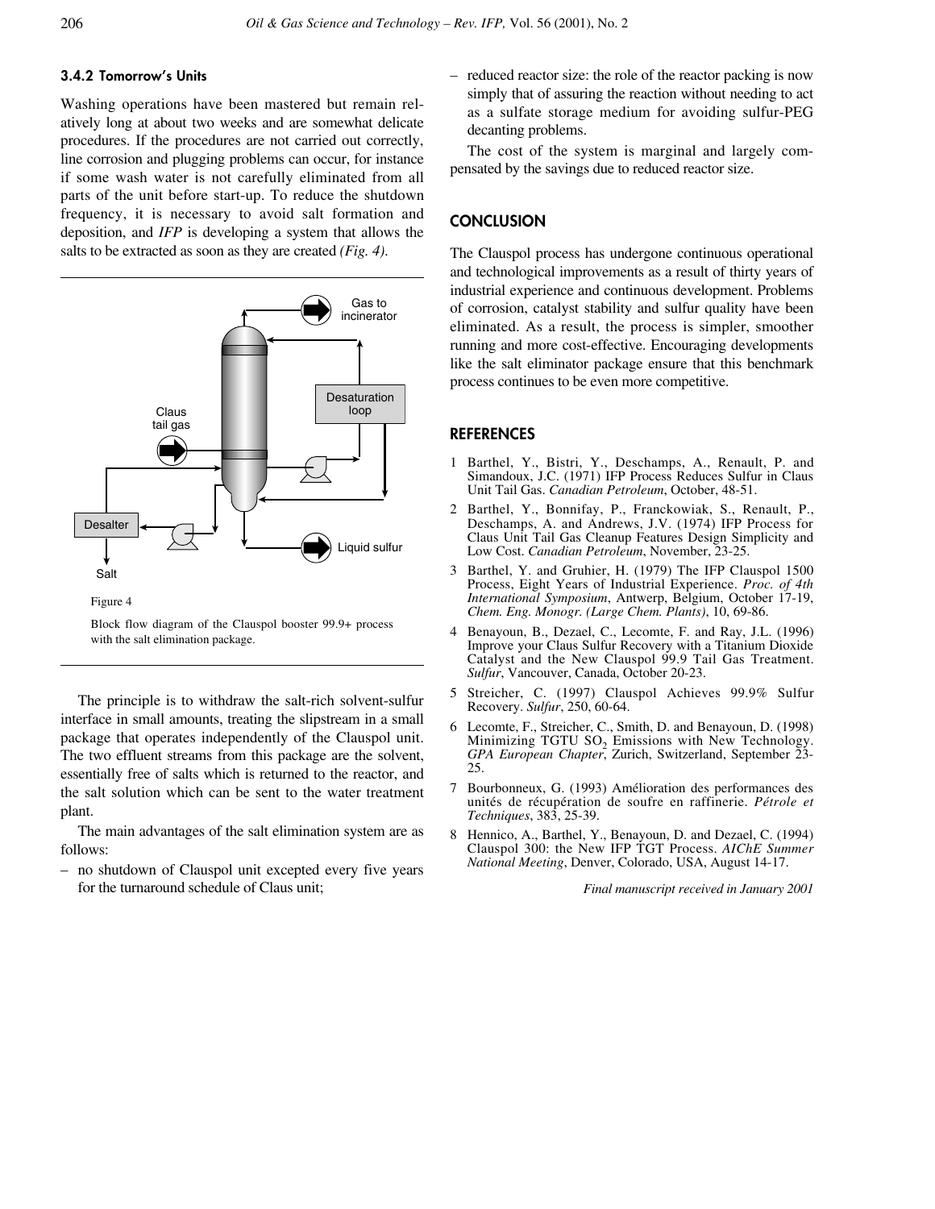### 3.4.2 Tomorrow's Units

Washing operations have been mastered but remain relatively long at about two weeks and are somewhat delicate procedures. If the procedures are not carried out correctly, line corrosion and plugging problems can occur, for instance if some wash water is not carefully eliminated from all parts of the unit before start-up. To reduce the shutdown frequency, it is necessary to avoid salt formation and deposition, and *IFP* is developing a system that allows the salts to be extracted as soon as they are created *(Fig. 4)*.

Gas to incinerator

Desaturation loop

Claus tail gas

Desalter

Salt

Liquid sulfur

Figure 4

Block flow diagram of the Clauspol booster 99.9+ process with the salt elimination package.

The principle is to withdraw the salt-rich solvent-sulfur interface in small amounts, treating the slipstream in a small package that operates independently of the Clauspol unit. The two effluent streams from this package are the solvent, essentially free of salts which is returned to the reactor, and the salt solution which can be sent to the water treatment plant.

The main advantages of the salt elimination system are as follows:

- no shutdown of Clauspol unit excepted every five years for the turnaround schedule of Claus unit;
- reduced reactor size: the role of the reactor packing is now simply that of assuring the reaction without needing to act as a sulfate storage medium for avoiding sulfur-PEG decanting problems.

The cost of the system is marginal and largely compensated by the savings due to reduced reactor size.

## CONCLUSION

The Clauspol process has undergone continuous operational and technological improvements as a result of thirty years of industrial experience and continuous development. Problems of corrosion, catalyst stability and sulfur quality have been eliminated. As a result, the process is simpler, smoother running and more cost-effective. Encouraging developments like the salt eliminator package ensure that this benchmark process continues to be even more competitive.

## REFERENCES

1. Barthel, Y., Bistri, Y., Deschamps, A., Renault, P. and Simandoux, J.C. (1971) IFP Process Reduces Sulfur in Claus Unit Tail Gas. *Canadian Petroleum*, October, 48-51.
2. Barthel, Y., Bonnifay, P., Franckowiak, S., Renault, P., Deschamps, A. and Andrews, J.V. (1974) IFP Process for Claus Unit Tail Gas Cleanup Features Design Simplicity and Low Cost. *Canadian Petroleum*, November, 23-25.
3. Barthel, Y. and Gruhier, H. (1979) The IFP Clauspol 1500 Process, Eight Years of Industrial Experience. *Proc. of 4th International Symposium*, Antwerp, Belgium, October 17-19, *Chem. Eng. Monogr. (Large Chem. Plants)*, 10, 69-86.
4. Benayoun, B., Dezael, C., Lecomte, F. and Ray, J.L. (1996) Improve your Claus Sulfur Recovery with a Titanium Dioxide Catalyst and the New Clauspol 99.9 Tail Gas Treatment. *Sulfur*, Vancouver, Canada, October 20-23.
5. Streicher, C. (1997) Clauspol Achieves 99.9% Sulfur Recovery. *Sulfur*, 250, 60-64.
6. Lecomte, F., Streicher, C., Smith, D. and Benayoun, D. (1998) Minimizing TGTU $SO_2$ Emissions with New Technology. *GPA European Chapter*, Zurich, Switzerland, September 23-25.
7. Bourbonneux, G. (1993) Amélioration des performances des unités de récupération de soufre en raffinerie. *Pétrole et Techniques*, 383, 25-39.
8. Hennico, A., Barthel, Y., Benayoun, D. and Dezael, C. (1994) Clauspol 300: the New IFP TGT Process. *AIChE Summer National Meeting*, Denver, Colorado, USA, August 14-17.

*Final manuscript received in January 2001*